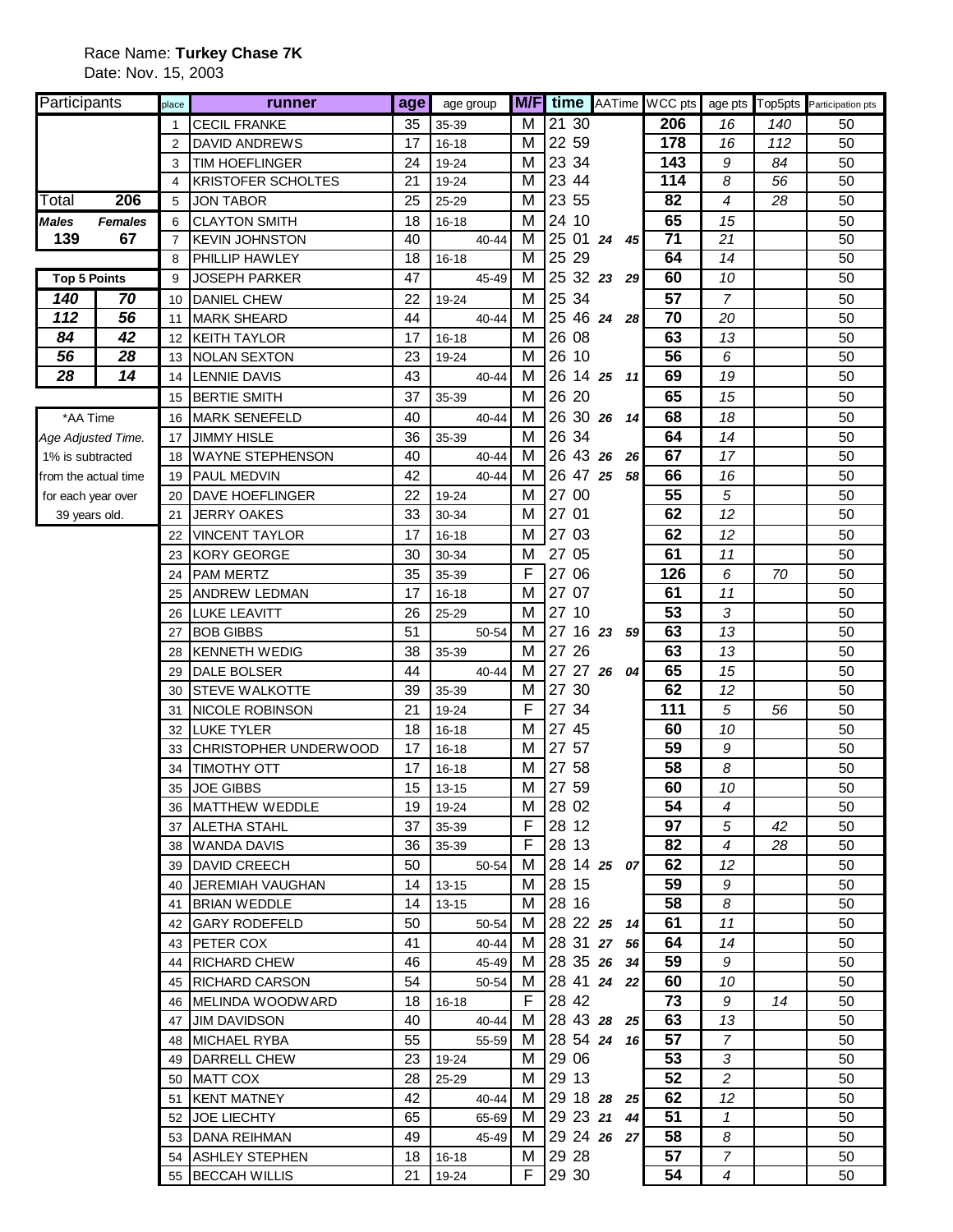Race Name: **Turkey Chase 7K**

Date: Nov. 15, 2003

| Participants | |
|---|---|
| Total | **206** |
| ***Males*** | ***Females*** |
| **139** | **67** |

| **Top 5 Points** | |
|---|---|
| ***140*** | ***70*** |
| ***112*** | ***56*** |
| ***84*** | ***42*** |
| ***56*** | ***28*** |
| ***28*** | ***14*** |

*AA Time
*Age Adjusted Time.*
1% is subtracted from the actual time for each year over 39 years old.

| place | runner | age | age group | M/F | time | AATime | WCC pts | age pts | Top5pts | Participation pts |
|---|---|---|---|---|---|---|---|---|---|---|
| 1 | CECIL FRANKE | 35 | 35-39 | M | 21 30 | | **206** | *16* | *140* | 50 |
| 2 | DAVID ANDREWS | 17 | 16-18 | M | 22 59 | | **178** | *16* | *112* | 50 |
| 3 | TIM HOEFLINGER | 24 | 19-24 | M | 23 34 | | **143** | *9* | *84* | 50 |
| 4 | KRISTOFER SCHOLTES | 21 | 19-24 | M | 23 44 | | **114** | *8* | *56* | 50 |
| 5 | JON TABOR | 25 | 25-29 | M | 23 55 | | **82** | *4* | *28* | 50 |
| 6 | CLAYTON SMITH | 18 | 16-18 | M | 24 10 | | **65** | *15* | | 50 |
| 7 | KEVIN JOHNSTON | 40 | 40-44 | M | 25 01 | ***24 45*** | **71** | *21* | | 50 |
| 8 | PHILLIP HAWLEY | 18 | 16-18 | M | 25 29 | | **64** | *14* | | 50 |
| 9 | JOSEPH PARKER | 47 | 45-49 | M | 25 32 | ***23 29*** | **60** | *10* | | 50 |
| 10 | DANIEL CHEW | 22 | 19-24 | M | 25 34 | | **57** | *7* | | 50 |
| 11 | MARK SHEARD | 44 | 40-44 | M | 25 46 | ***24 28*** | **70** | *20* | | 50 |
| 12 | KEITH TAYLOR | 17 | 16-18 | M | 26 08 | | **63** | *13* | | 50 |
| 13 | NOLAN SEXTON | 23 | 19-24 | M | 26 10 | | **56** | *6* | | 50 |
| 14 | LENNIE DAVIS | 43 | 40-44 | M | 26 14 | ***25 11*** | **69** | *19* | | 50 |
| 15 | BERTIE SMITH | 37 | 35-39 | M | 26 20 | | **65** | *15* | | 50 |
| 16 | MARK SENEFELD | 40 | 40-44 | M | 26 30 | ***26 14*** | **68** | *18* | | 50 |
| 17 | JIMMY HISLE | 36 | 35-39 | M | 26 34 | | **64** | *14* | | 50 |
| 18 | WAYNE STEPHENSON | 40 | 40-44 | M | 26 43 | ***26 26*** | **67** | *17* | | 50 |
| 19 | PAUL MEDVIN | 42 | 40-44 | M | 26 47 | ***25 58*** | **66** | *16* | | 50 |
| 20 | DAVE HOEFLINGER | 22 | 19-24 | M | 27 00 | | **55** | *5* | | 50 |
| 21 | JERRY OAKES | 33 | 30-34 | M | 27 01 | | **62** | *12* | | 50 |
| 22 | VINCENT TAYLOR | 17 | 16-18 | M | 27 03 | | **62** | *12* | | 50 |
| 23 | KORY GEORGE | 30 | 30-34 | M | 27 05 | | **61** | *11* | | 50 |
| 24 | PAM MERTZ | 35 | 35-39 | F | 27 06 | | **126** | *6* | *70* | 50 |
| 25 | ANDREW LEDMAN | 17 | 16-18 | M | 27 07 | | **61** | *11* | | 50 |
| 26 | LUKE LEAVITT | 26 | 25-29 | M | 27 10 | | **53** | *3* | | 50 |
| 27 | BOB GIBBS | 51 | 50-54 | M | 27 16 | ***23 59*** | **63** | *13* | | 50 |
| 28 | KENNETH WEDIG | 38 | 35-39 | M | 27 26 | | **63** | *13* | | 50 |
| 29 | DALE BOLSER | 44 | 40-44 | M | 27 27 | ***26 04*** | **65** | *15* | | 50 |
| 30 | STEVE WALKOTTE | 39 | 35-39 | M | 27 30 | | **62** | *12* | | 50 |
| 31 | NICOLE ROBINSON | 21 | 19-24 | F | 27 34 | | **111** | *5* | *56* | 50 |
| 32 | LUKE TYLER | 18 | 16-18 | M | 27 45 | | **60** | *10* | | 50 |
| 33 | CHRISTOPHER UNDERWOOD | 17 | 16-18 | M | 27 57 | | **59** | *9* | | 50 |
| 34 | TIMOTHY OTT | 17 | 16-18 | M | 27 58 | | **58** | *8* | | 50 |
| 35 | JOE GIBBS | 15 | 13-15 | M | 27 59 | | **60** | *10* | | 50 |
| 36 | MATTHEW WEDDLE | 19 | 19-24 | M | 28 02 | | **54** | *4* | | 50 |
| 37 | ALETHA STAHL | 37 | 35-39 | F | 28 12 | | **97** | *5* | *42* | 50 |
| 38 | WANDA DAVIS | 36 | 35-39 | F | 28 13 | | **82** | *4* | *28* | 50 |
| 39 | DAVID CREECH | 50 | 50-54 | M | 28 14 | ***25 07*** | **62** | *12* | | 50 |
| 40 | JEREMIAH VAUGHAN | 14 | 13-15 | M | 28 15 | | **59** | *9* | | 50 |
| 41 | BRIAN WEDDLE | 14 | 13-15 | M | 28 16 | | **58** | *8* | | 50 |
| 42 | GARY RODEFELD | 50 | 50-54 | M | 28 22 | ***25 14*** | **61** | *11* | | 50 |
| 43 | PETER COX | 41 | 40-44 | M | 28 31 | ***27 56*** | **64** | *14* | | 50 |
| 44 | RICHARD CHEW | 46 | 45-49 | M | 28 35 | ***26 34*** | **59** | *9* | | 50 |
| 45 | RICHARD CARSON | 54 | 50-54 | M | 28 41 | ***24 22*** | **60** | *10* | | 50 |
| 46 | MELINDA WOODWARD | 18 | 16-18 | F | 28 42 | | **73** | *9* | *14* | 50 |
| 47 | JIM DAVIDSON | 40 | 40-44 | M | 28 43 | ***28 25*** | **63** | *13* | | 50 |
| 48 | MICHAEL RYBA | 55 | 55-59 | M | 28 54 | ***24 16*** | **57** | *7* | | 50 |
| 49 | DARRELL CHEW | 23 | 19-24 | M | 29 06 | | **53** | *3* | | 50 |
| 50 | MATT COX | 28 | 25-29 | M | 29 13 | | **52** | *2* | | 50 |
| 51 | KENT MATNEY | 42 | 40-44 | M | 29 18 | ***28 25*** | **62** | *12* | | 50 |
| 52 | JOE LIECHTY | 65 | 65-69 | M | 29 23 | ***21 44*** | **51** | *1* | | 50 |
| 53 | DANA REIHMAN | 49 | 45-49 | M | 29 24 | ***26 27*** | **58** | *8* | | 50 |
| 54 | ASHLEY STEPHEN | 18 | 16-18 | M | 29 28 | | **57** | *7* | | 50 |
| 55 | BECCAH WILLIS | 21 | 19-24 | F | 29 30 | | **54** | *4* | | 50 |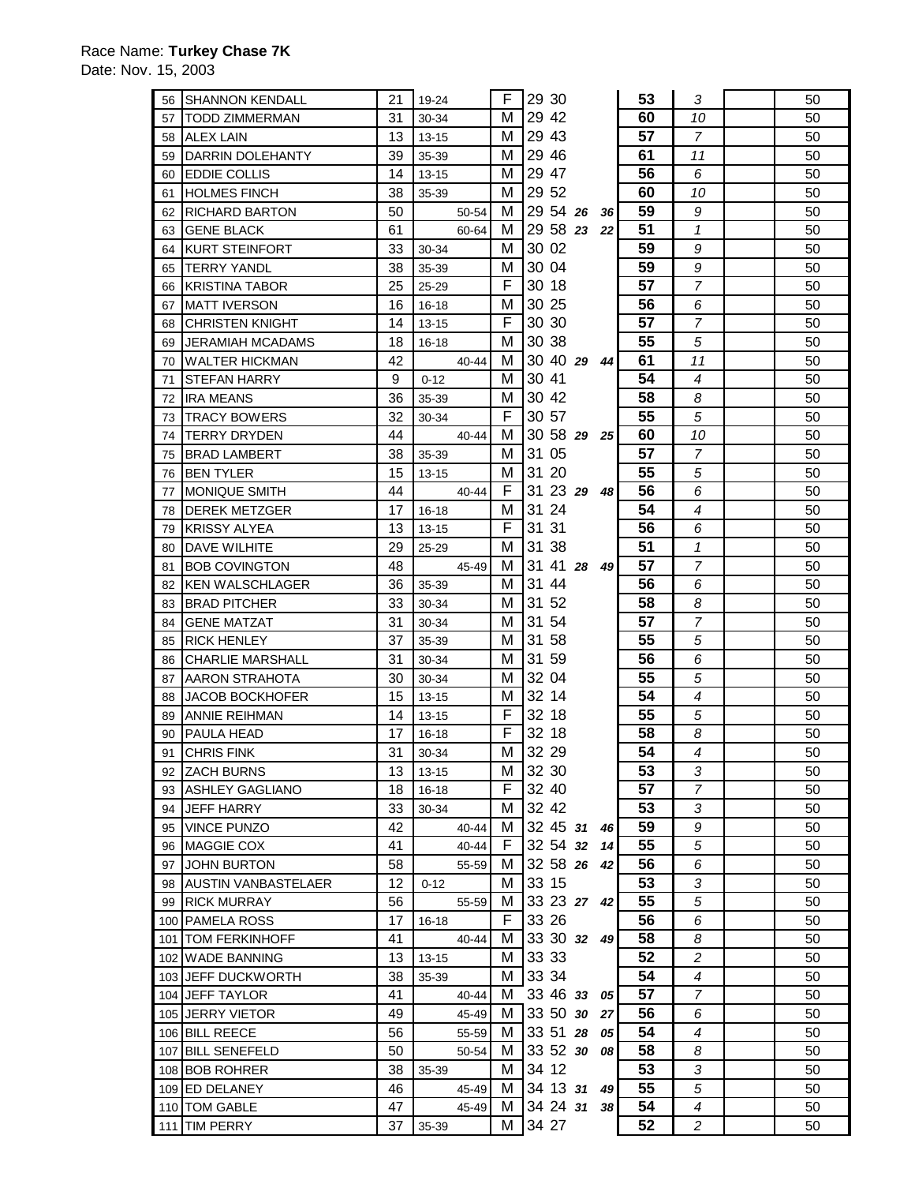Race Name: **Turkey Chase 7K**
Date: Nov. 15, 2003

| | | | | | | | | | | | | |
|---|---|---|---|---|---|---|---|---|---|---|---|---|
| 56 | SHANNON KENDALL | 21 | 19-24 | | F | 29 30 | | | 53 | 3 | | 50 |
| 57 | TODD ZIMMERMAN | 31 | 30-34 | | M | 29 42 | | | 60 | 10 | | 50 |
| 58 | ALEX LAIN | 13 | 13-15 | | M | 29 43 | | | 57 | 7 | | 50 |
| 59 | DARRIN DOLEHANTY | 39 | 35-39 | | M | 29 46 | | | 61 | 11 | | 50 |
| 60 | EDDIE COLLIS | 14 | 13-15 | | M | 29 47 | | | 56 | 6 | | 50 |
| 61 | HOLMES FINCH | 38 | 35-39 | | M | 29 52 | | | 60 | 10 | | 50 |
| 62 | RICHARD BARTON | 50 | | 50-54 | M | 29 54 | 26 | 36 | 59 | 9 | | 50 |
| 63 | GENE BLACK | 61 | | 60-64 | M | 29 58 | 23 | 22 | 51 | 1 | | 50 |
| 64 | KURT STEINFORT | 33 | 30-34 | | M | 30 02 | | | 59 | 9 | | 50 |
| 65 | TERRY YANDL | 38 | 35-39 | | M | 30 04 | | | 59 | 9 | | 50 |
| 66 | KRISTINA TABOR | 25 | 25-29 | | F | 30 18 | | | 57 | 7 | | 50 |
| 67 | MATT IVERSON | 16 | 16-18 | | M | 30 25 | | | 56 | 6 | | 50 |
| 68 | CHRISTEN KNIGHT | 14 | 13-15 | | F | 30 30 | | | 57 | 7 | | 50 |
| 69 | JERAMIAH MCADAMS | 18 | 16-18 | | M | 30 38 | | | 55 | 5 | | 50 |
| 70 | WALTER HICKMAN | 42 | | 40-44 | M | 30 40 | 29 | 44 | 61 | 11 | | 50 |
| 71 | STEFAN HARRY | 9 | 0-12 | | M | 30 41 | | | 54 | 4 | | 50 |
| 72 | IRA MEANS | 36 | 35-39 | | M | 30 42 | | | 58 | 8 | | 50 |
| 73 | TRACY BOWERS | 32 | 30-34 | | F | 30 57 | | | 55 | 5 | | 50 |
| 74 | TERRY DRYDEN | 44 | | 40-44 | M | 30 58 | 29 | 25 | 60 | 10 | | 50 |
| 75 | BRAD LAMBERT | 38 | 35-39 | | M | 31 05 | | | 57 | 7 | | 50 |
| 76 | BEN TYLER | 15 | 13-15 | | M | 31 20 | | | 55 | 5 | | 50 |
| 77 | MONIQUE SMITH | 44 | | 40-44 | F | 31 23 | 29 | 48 | 56 | 6 | | 50 |
| 78 | DEREK METZGER | 17 | 16-18 | | M | 31 24 | | | 54 | 4 | | 50 |
| 79 | KRISSY ALYEA | 13 | 13-15 | | F | 31 31 | | | 56 | 6 | | 50 |
| 80 | DAVE WILHITE | 29 | 25-29 | | M | 31 38 | | | 51 | 1 | | 50 |
| 81 | BOB COVINGTON | 48 | | 45-49 | M | 31 41 | 28 | 49 | 57 | 7 | | 50 |
| 82 | KEN WALSCHLAGER | 36 | 35-39 | | M | 31 44 | | | 56 | 6 | | 50 |
| 83 | BRAD PITCHER | 33 | 30-34 | | M | 31 52 | | | 58 | 8 | | 50 |
| 84 | GENE MATZAT | 31 | 30-34 | | M | 31 54 | | | 57 | 7 | | 50 |
| 85 | RICK HENLEY | 37 | 35-39 | | M | 31 58 | | | 55 | 5 | | 50 |
| 86 | CHARLIE MARSHALL | 31 | 30-34 | | M | 31 59 | | | 56 | 6 | | 50 |
| 87 | AARON STRAHOTA | 30 | 30-34 | | M | 32 04 | | | 55 | 5 | | 50 |
| 88 | JACOB BOCKHOFER | 15 | 13-15 | | M | 32 14 | | | 54 | 4 | | 50 |
| 89 | ANNIE REIHMAN | 14 | 13-15 | | F | 32 18 | | | 55 | 5 | | 50 |
| 90 | PAULA HEAD | 17 | 16-18 | | F | 32 18 | | | 58 | 8 | | 50 |
| 91 | CHRIS FINK | 31 | 30-34 | | M | 32 29 | | | 54 | 4 | | 50 |
| 92 | ZACH BURNS | 13 | 13-15 | | M | 32 30 | | | 53 | 3 | | 50 |
| 93 | ASHLEY GAGLIANO | 18 | 16-18 | | F | 32 40 | | | 57 | 7 | | 50 |
| 94 | JEFF HARRY | 33 | 30-34 | | M | 32 42 | | | 53 | 3 | | 50 |
| 95 | VINCE PUNZO | 42 | | 40-44 | M | 32 45 | 31 | 46 | 59 | 9 | | 50 |
| 96 | MAGGIE COX | 41 | | 40-44 | F | 32 54 | 32 | 14 | 55 | 5 | | 50 |
| 97 | JOHN BURTON | 58 | | 55-59 | M | 32 58 | 26 | 42 | 56 | 6 | | 50 |
| 98 | AUSTIN VANBASTELAER | 12 | 0-12 | | M | 33 15 | | | 53 | 3 | | 50 |
| 99 | RICK MURRAY | 56 | | 55-59 | M | 33 23 | 27 | 42 | 55 | 5 | | 50 |
| 100 | PAMELA ROSS | 17 | 16-18 | | F | 33 26 | | | 56 | 6 | | 50 |
| 101 | TOM FERKINHOFF | 41 | | 40-44 | M | 33 30 | 32 | 49 | 58 | 8 | | 50 |
| 102 | WADE BANNING | 13 | 13-15 | | M | 33 33 | | | 52 | 2 | | 50 |
| 103 | JEFF DUCKWORTH | 38 | 35-39 | | M | 33 34 | | | 54 | 4 | | 50 |
| 104 | JEFF TAYLOR | 41 | | 40-44 | M | 33 46 | 33 | 05 | 57 | 7 | | 50 |
| 105 | JERRY VIETOR | 49 | | 45-49 | M | 33 50 | 30 | 27 | 56 | 6 | | 50 |
| 106 | BILL REECE | 56 | | 55-59 | M | 33 51 | 28 | 05 | 54 | 4 | | 50 |
| 107 | BILL SENEFELD | 50 | | 50-54 | M | 33 52 | 30 | 08 | 58 | 8 | | 50 |
| 108 | BOB ROHRER | 38 | 35-39 | | M | 34 12 | | | 53 | 3 | | 50 |
| 109 | ED DELANEY | 46 | | 45-49 | M | 34 13 | 31 | 49 | 55 | 5 | | 50 |
| 110 | TOM GABLE | 47 | | 45-49 | M | 34 24 | 31 | 38 | 54 | 4 | | 50 |
| 111 | TIM PERRY | 37 | 35-39 | | M | 34 27 | | | 52 | 2 | | 50 |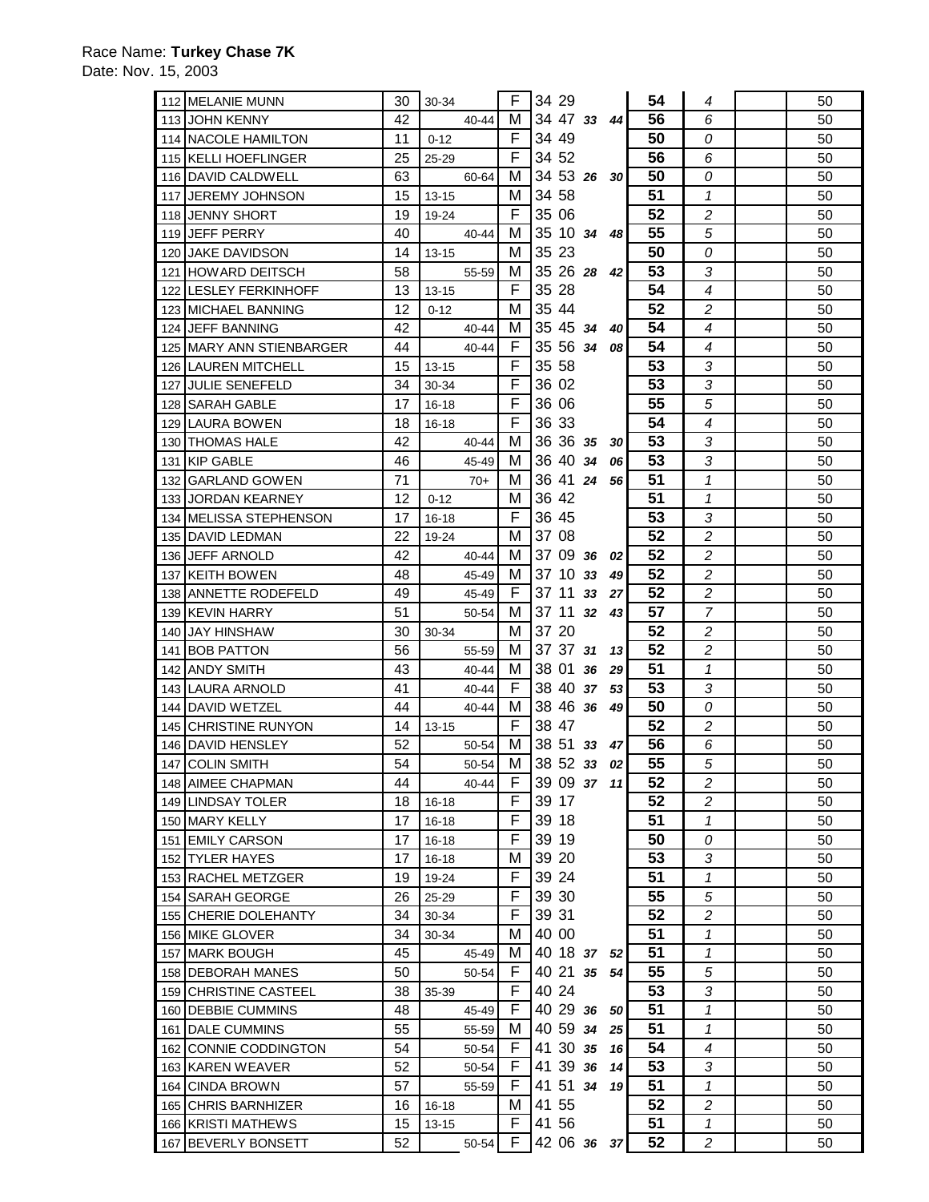Race Name: **Turkey Chase 7K**
Date: Nov. 15, 2003

| | | | | | | | | | | | | |
|---|---|---|---|---|---|---|---|---|---|---|---|---|
| 112 | MELANIE MUNN | 30 | 30-34 | | F | 34 29 | | | 54 | 4 | | 50 |
| 113 | JOHN KENNY | 42 | | 40-44 | M | 34 47 | 33 | 44 | 56 | 6 | | 50 |
| 114 | NACOLE HAMILTON | 11 | 0-12 | | F | 34 49 | | | 50 | 0 | | 50 |
| 115 | KELLI HOEFLINGER | 25 | 25-29 | | F | 34 52 | | | 56 | 6 | | 50 |
| 116 | DAVID CALDWELL | 63 | | 60-64 | M | 34 53 | 26 | 30 | 50 | 0 | | 50 |
| 117 | JEREMY JOHNSON | 15 | 13-15 | | M | 34 58 | | | 51 | 1 | | 50 |
| 118 | JENNY SHORT | 19 | 19-24 | | F | 35 06 | | | 52 | 2 | | 50 |
| 119 | JEFF PERRY | 40 | | 40-44 | M | 35 10 | 34 | 48 | 55 | 5 | | 50 |
| 120 | JAKE DAVIDSON | 14 | 13-15 | | M | 35 23 | | | 50 | 0 | | 50 |
| 121 | HOWARD DEITSCH | 58 | | 55-59 | M | 35 26 | 28 | 42 | 53 | 3 | | 50 |
| 122 | LESLEY FERKINHOFF | 13 | 13-15 | | F | 35 28 | | | 54 | 4 | | 50 |
| 123 | MICHAEL BANNING | 12 | 0-12 | | M | 35 44 | | | 52 | 2 | | 50 |
| 124 | JEFF BANNING | 42 | | 40-44 | M | 35 45 | 34 | 40 | 54 | 4 | | 50 |
| 125 | MARY ANN STIENBARGER | 44 | | 40-44 | F | 35 56 | 34 | 08 | 54 | 4 | | 50 |
| 126 | LAUREN MITCHELL | 15 | 13-15 | | F | 35 58 | | | 53 | 3 | | 50 |
| 127 | JULIE SENEFELD | 34 | 30-34 | | F | 36 02 | | | 53 | 3 | | 50 |
| 128 | SARAH GABLE | 17 | 16-18 | | F | 36 06 | | | 55 | 5 | | 50 |
| 129 | LAURA BOWEN | 18 | 16-18 | | F | 36 33 | | | 54 | 4 | | 50 |
| 130 | THOMAS HALE | 42 | | 40-44 | M | 36 36 | 35 | 30 | 53 | 3 | | 50 |
| 131 | KIP GABLE | 46 | | 45-49 | M | 36 40 | 34 | 06 | 53 | 3 | | 50 |
| 132 | GARLAND GOWEN | 71 | | 70+ | M | 36 41 | 24 | 56 | 51 | 1 | | 50 |
| 133 | JORDAN KEARNEY | 12 | 0-12 | | M | 36 42 | | | 51 | 1 | | 50 |
| 134 | MELISSA STEPHENSON | 17 | 16-18 | | F | 36 45 | | | 53 | 3 | | 50 |
| 135 | DAVID LEDMAN | 22 | 19-24 | | M | 37 08 | | | 52 | 2 | | 50 |
| 136 | JEFF ARNOLD | 42 | | 40-44 | M | 37 09 | 36 | 02 | 52 | 2 | | 50 |
| 137 | KEITH BOWEN | 48 | | 45-49 | M | 37 10 | 33 | 49 | 52 | 2 | | 50 |
| 138 | ANNETTE RODEFELD | 49 | | 45-49 | F | 37 11 | 33 | 27 | 52 | 2 | | 50 |
| 139 | KEVIN HARRY | 51 | | 50-54 | M | 37 11 | 32 | 43 | 57 | 7 | | 50 |
| 140 | JAY HINSHAW | 30 | 30-34 | | M | 37 20 | | | 52 | 2 | | 50 |
| 141 | BOB PATTON | 56 | | 55-59 | M | 37 37 | 31 | 13 | 52 | 2 | | 50 |
| 142 | ANDY SMITH | 43 | | 40-44 | M | 38 01 | 36 | 29 | 51 | 1 | | 50 |
| 143 | LAURA ARNOLD | 41 | | 40-44 | F | 38 40 | 37 | 53 | 53 | 3 | | 50 |
| 144 | DAVID WETZEL | 44 | | 40-44 | M | 38 46 | 36 | 49 | 50 | 0 | | 50 |
| 145 | CHRISTINE RUNYON | 14 | 13-15 | | F | 38 47 | | | 52 | 2 | | 50 |
| 146 | DAVID HENSLEY | 52 | | 50-54 | M | 38 51 | 33 | 47 | 56 | 6 | | 50 |
| 147 | COLIN SMITH | 54 | | 50-54 | M | 38 52 | 33 | 02 | 55 | 5 | | 50 |
| 148 | AIMEE CHAPMAN | 44 | | 40-44 | F | 39 09 | 37 | 11 | 52 | 2 | | 50 |
| 149 | LINDSAY TOLER | 18 | 16-18 | | F | 39 17 | | | 52 | 2 | | 50 |
| 150 | MARY KELLY | 17 | 16-18 | | F | 39 18 | | | 51 | 1 | | 50 |
| 151 | EMILY CARSON | 17 | 16-18 | | F | 39 19 | | | 50 | 0 | | 50 |
| 152 | TYLER HAYES | 17 | 16-18 | | M | 39 20 | | | 53 | 3 | | 50 |
| 153 | RACHEL METZGER | 19 | 19-24 | | F | 39 24 | | | 51 | 1 | | 50 |
| 154 | SARAH GEORGE | 26 | 25-29 | | F | 39 30 | | | 55 | 5 | | 50 |
| 155 | CHERIE DOLEHANTY | 34 | 30-34 | | F | 39 31 | | | 52 | 2 | | 50 |
| 156 | MIKE GLOVER | 34 | 30-34 | | M | 40 00 | | | 51 | 1 | | 50 |
| 157 | MARK BOUGH | 45 | | 45-49 | M | 40 18 | 37 | 52 | 51 | 1 | | 50 |
| 158 | DEBORAH MANES | 50 | | 50-54 | F | 40 21 | 35 | 54 | 55 | 5 | | 50 |
| 159 | CHRISTINE CASTEEL | 38 | 35-39 | | F | 40 24 | | | 53 | 3 | | 50 |
| 160 | DEBBIE CUMMINS | 48 | | 45-49 | F | 40 29 | 36 | 50 | 51 | 1 | | 50 |
| 161 | DALE CUMMINS | 55 | | 55-59 | M | 40 59 | 34 | 25 | 51 | 1 | | 50 |
| 162 | CONNIE CODDINGTON | 54 | | 50-54 | F | 41 30 | 35 | 16 | 54 | 4 | | 50 |
| 163 | KAREN WEAVER | 52 | | 50-54 | F | 41 39 | 36 | 14 | 53 | 3 | | 50 |
| 164 | CINDA BROWN | 57 | | 55-59 | F | 41 51 | 34 | 19 | 51 | 1 | | 50 |
| 165 | CHRIS BARNHIZER | 16 | 16-18 | | M | 41 55 | | | 52 | 2 | | 50 |
| 166 | KRISTI MATHEWS | 15 | 13-15 | | F | 41 56 | | | 51 | 1 | | 50 |
| 167 | BEVERLY BONSETT | 52 | | 50-54 | F | 42 06 | 36 | 37 | 52 | 2 | | 50 |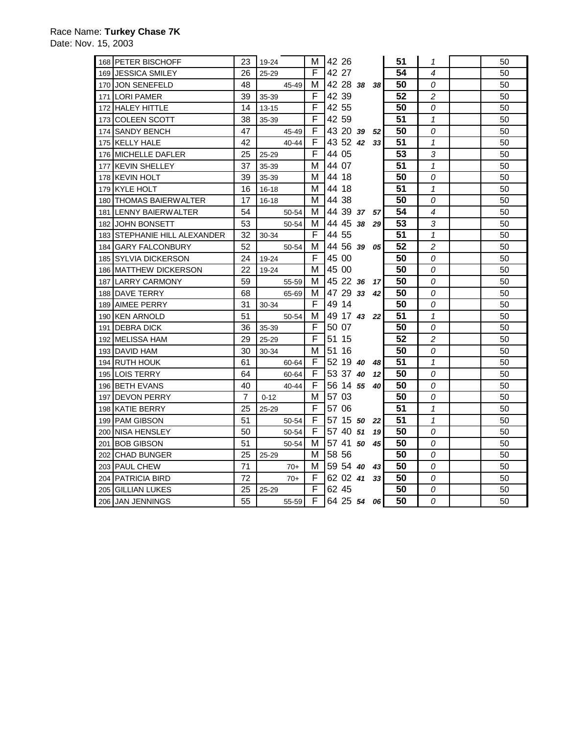Race Name: **Turkey Chase 7K**
Date: Nov. 15, 2003

| | | | | | | | | | | | | |
|---|---|---|---|---|---|---|---|---|---|---|---|---|
| 168 | PETER BISCHOFF | 23 | 19-24 | | M | 42 26 | | | **51** | *1* | | 50 |
| 169 | JESSICA SMILEY | 26 | 25-29 | | F | 42 27 | | | **54** | *4* | | 50 |
| 170 | JON SENEFELD | 48 | | 45-49 | M | 42 28 | ***38*** | ***38*** | **50** | *0* | | 50 |
| 171 | LORI PAMER | 39 | 35-39 | | F | 42 39 | | | **52** | *2* | | 50 |
| 172 | HALEY HITTLE | 14 | 13-15 | | F | 42 55 | | | **50** | *0* | | 50 |
| 173 | COLEEN SCOTT | 38 | 35-39 | | F | 42 59 | | | **51** | *1* | | 50 |
| 174 | SANDY BENCH | 47 | | 45-49 | F | 43 20 | ***39*** | ***52*** | **50** | *0* | | 50 |
| 175 | KELLY HALE | 42 | | 40-44 | F | 43 52 | ***42*** | ***33*** | **51** | *1* | | 50 |
| 176 | MICHELLE DAFLER | 25 | 25-29 | | F | 44 05 | | | **53** | *3* | | 50 |
| 177 | KEVIN SHELLEY | 37 | 35-39 | | M | 44 07 | | | **51** | *1* | | 50 |
| 178 | KEVIN HOLT | 39 | 35-39 | | M | 44 18 | | | **50** | *0* | | 50 |
| 179 | KYLE HOLT | 16 | 16-18 | | M | 44 18 | | | **51** | *1* | | 50 |
| 180 | THOMAS BAIERWALTER | 17 | 16-18 | | M | 44 38 | | | **50** | *0* | | 50 |
| 181 | LENNY BAIERWALTER | 54 | | 50-54 | M | 44 39 | ***37*** | ***57*** | **54** | *4* | | 50 |
| 182 | JOHN BONSETT | 53 | | 50-54 | M | 44 45 | ***38*** | ***29*** | **53** | *3* | | 50 |
| 183 | STEPHANIE HILL ALEXANDER | 32 | 30-34 | | F | 44 55 | | | **51** | *1* | | 50 |
| 184 | GARY FALCONBURY | 52 | | 50-54 | M | 44 56 | ***39*** | ***05*** | **52** | *2* | | 50 |
| 185 | SYLVIA DICKERSON | 24 | 19-24 | | F | 45 00 | | | **50** | *0* | | 50 |
| 186 | MATTHEW DICKERSON | 22 | 19-24 | | M | 45 00 | | | **50** | *0* | | 50 |
| 187 | LARRY CARMONY | 59 | | 55-59 | M | 45 22 | ***36*** | ***17*** | **50** | *0* | | 50 |
| 188 | DAVE TERRY | 68 | | 65-69 | M | 47 29 | ***33*** | ***42*** | **50** | *0* | | 50 |
| 189 | AIMEE PERRY | 31 | 30-34 | | F | 49 14 | | | **50** | *0* | | 50 |
| 190 | KEN ARNOLD | 51 | | 50-54 | M | 49 17 | ***43*** | ***22*** | **51** | *1* | | 50 |
| 191 | DEBRA DICK | 36 | 35-39 | | F | 50 07 | | | **50** | *0* | | 50 |
| 192 | MELISSA HAM | 29 | 25-29 | | F | 51 15 | | | **52** | *2* | | 50 |
| 193 | DAVID HAM | 30 | 30-34 | | M | 51 16 | | | **50** | *0* | | 50 |
| 194 | RUTH HOUK | 61 | | 60-64 | F | 52 19 | ***40*** | ***48*** | **51** | *1* | | 50 |
| 195 | LOIS TERRY | 64 | | 60-64 | F | 53 37 | ***40*** | ***12*** | **50** | *0* | | 50 |
| 196 | BETH EVANS | 40 | | 40-44 | F | 56 14 | ***55*** | ***40*** | **50** | *0* | | 50 |
| 197 | DEVON PERRY | 7 | 0-12 | | M | 57 03 | | | **50** | *0* | | 50 |
| 198 | KATIE BERRY | 25 | 25-29 | | F | 57 06 | | | **51** | *1* | | 50 |
| 199 | PAM GIBSON | 51 | | 50-54 | F | 57 15 | ***50*** | ***22*** | **51** | *1* | | 50 |
| 200 | NISA HENSLEY | 50 | | 50-54 | F | 57 40 | ***51*** | ***19*** | **50** | *0* | | 50 |
| 201 | BOB GIBSON | 51 | | 50-54 | M | 57 41 | ***50*** | ***45*** | **50** | *0* | | 50 |
| 202 | CHAD BUNGER | 25 | 25-29 | | M | 58 56 | | | **50** | *0* | | 50 |
| 203 | PAUL CHEW | 71 | | 70+ | M | 59 54 | ***40*** | ***43*** | **50** | *0* | | 50 |
| 204 | PATRICIA BIRD | 72 | | 70+ | F | 62 02 | ***41*** | ***33*** | **50** | *0* | | 50 |
| 205 | GILLIAN LUKES | 25 | 25-29 | | F | 62 45 | | | **50** | *0* | | 50 |
| 206 | JAN JENNINGS | 55 | | 55-59 | F | 64 25 | ***54*** | ***06*** | **50** | *0* | | 50 |